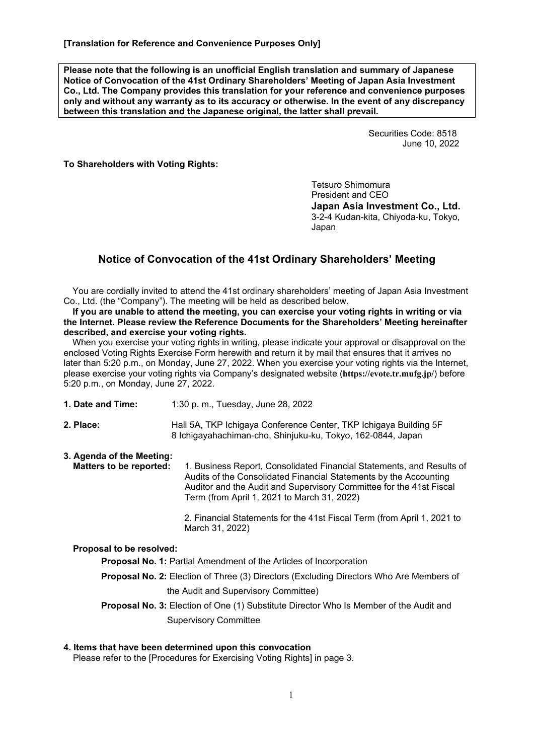**[Translation for Reference and Convenience Purposes Only]**

**Please note that the following is an unofficial English translation and summary of Japanese Notice of Convocation of the 41st Ordinary Shareholders' Meeting of Japan Asia Investment Co., Ltd. The Company provides this translation for your reference and convenience purposes only and without any warranty as to its accuracy or otherwise. In the event of any discrepancy between this translation and the Japanese original, the latter shall prevail.**

Securities Code: 8518
June 10, 2022

**To Shareholders with Voting Rights:**

Tetsuro Shimomura
President and CEO
**Japan Asia Investment Co., Ltd.**
3-2-4 Kudan-kita, Chiyoda-ku, Tokyo, Japan

# Notice of Convocation of the 41st Ordinary Shareholders' Meeting

You are cordially invited to attend the 41st ordinary shareholders' meeting of Japan Asia Investment Co., Ltd. (the "Company"). The meeting will be held as described below.

**If you are unable to attend the meeting, you can exercise your voting rights in writing or via the Internet. Please review the Reference Documents for the Shareholders' Meeting hereinafter described, and exercise your voting rights.**

When you exercise your voting rights in writing, please indicate your approval or disapproval on the enclosed Voting Rights Exercise Form herewith and return it by mail that ensures that it arrives no later than 5:20 p.m., on Monday, June 27, 2022. When you exercise your voting rights via the Internet, please exercise your voting rights via Company's designated website (**https://evote.tr.mufg.jp/**) before 5:20 p.m., on Monday, June 27, 2022.

**1. Date and Time:** 1:30 p. m., Tuesday, June 28, 2022

**2. Place:** Hall 5A, TKP Ichigaya Conference Center, TKP Ichigaya Building 5F
8 Ichigayahachiman-cho, Shinjuku-ku, Tokyo, 162-0844, Japan

**3. Agenda of the Meeting:**

**Matters to be reported:**

1. Business Report, Consolidated Financial Statements, and Results of Audits of the Consolidated Financial Statements by the Accounting Auditor and the Audit and Supervisory Committee for the 41st Fiscal Term (from April 1, 2021 to March 31, 2022)

2. Financial Statements for the 41st Fiscal Term (from April 1, 2021 to March 31, 2022)

**Proposal to be resolved:**

**Proposal No. 1:** Partial Amendment of the Articles of Incorporation

**Proposal No. 2:** Election of Three (3) Directors (Excluding Directors Who Are Members of the Audit and Supervisory Committee)

**Proposal No. 3:** Election of One (1) Substitute Director Who Is Member of the Audit and Supervisory Committee

**4. Items that have been determined upon this convocation**

Please refer to the [Procedures for Exercising Voting Rights] in page 3.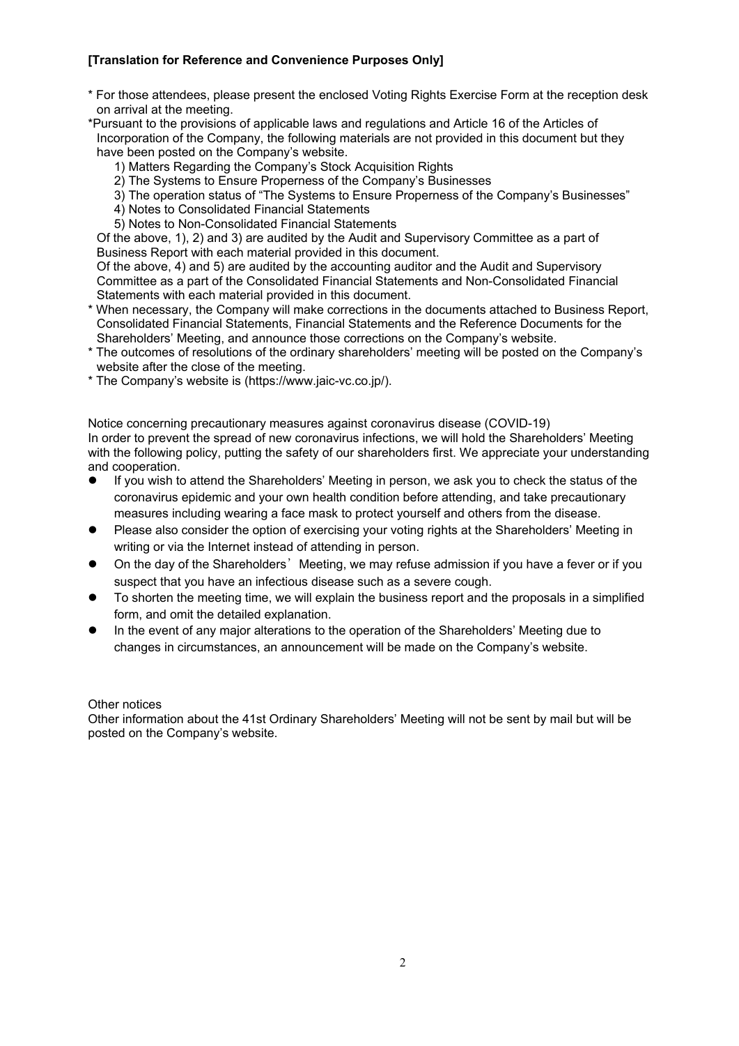**[Translation for Reference and Convenience Purposes Only]**

* For those attendees, please present the enclosed Voting Rights Exercise Form at the reception desk on arrival at the meeting.

*Pursuant to the provisions of applicable laws and regulations and Article 16 of the Articles of Incorporation of the Company, the following materials are not provided in this document but they have been posted on the Company's website.

1) Matters Regarding the Company's Stock Acquisition Rights
2) The Systems to Ensure Properness of the Company's Businesses
3) The operation status of "The Systems to Ensure Properness of the Company's Businesses"
4) Notes to Consolidated Financial Statements
5) Notes to Non-Consolidated Financial Statements

Of the above, 1), 2) and 3) are audited by the Audit and Supervisory Committee as a part of Business Report with each material provided in this document.
Of the above, 4) and 5) are audited by the accounting auditor and the Audit and Supervisory Committee as a part of the Consolidated Financial Statements and Non-Consolidated Financial Statements with each material provided in this document.

* When necessary, the Company will make corrections in the documents attached to Business Report, Consolidated Financial Statements, Financial Statements and the Reference Documents for the Shareholders' Meeting, and announce those corrections on the Company's website.
* The outcomes of resolutions of the ordinary shareholders' meeting will be posted on the Company's website after the close of the meeting.
* The Company's website is (https://www.jaic-vc.co.jp/).

Notice concerning precautionary measures against coronavirus disease (COVID-19)
In order to prevent the spread of new coronavirus infections, we will hold the Shareholders' Meeting with the following policy, putting the safety of our shareholders first. We appreciate your understanding and cooperation.

- If you wish to attend the Shareholders' Meeting in person, we ask you to check the status of the coronavirus epidemic and your own health condition before attending, and take precautionary measures including wearing a face mask to protect yourself and others from the disease.
- Please also consider the option of exercising your voting rights at the Shareholders' Meeting in writing or via the Internet instead of attending in person.
- On the day of the Shareholders' Meeting, we may refuse admission if you have a fever or if you suspect that you have an infectious disease such as a severe cough.
- To shorten the meeting time, we will explain the business report and the proposals in a simplified form, and omit the detailed explanation.
- In the event of any major alterations to the operation of the Shareholders' Meeting due to changes in circumstances, an announcement will be made on the Company's website.

Other notices
Other information about the 41st Ordinary Shareholders' Meeting will not be sent by mail but will be posted on the Company's website.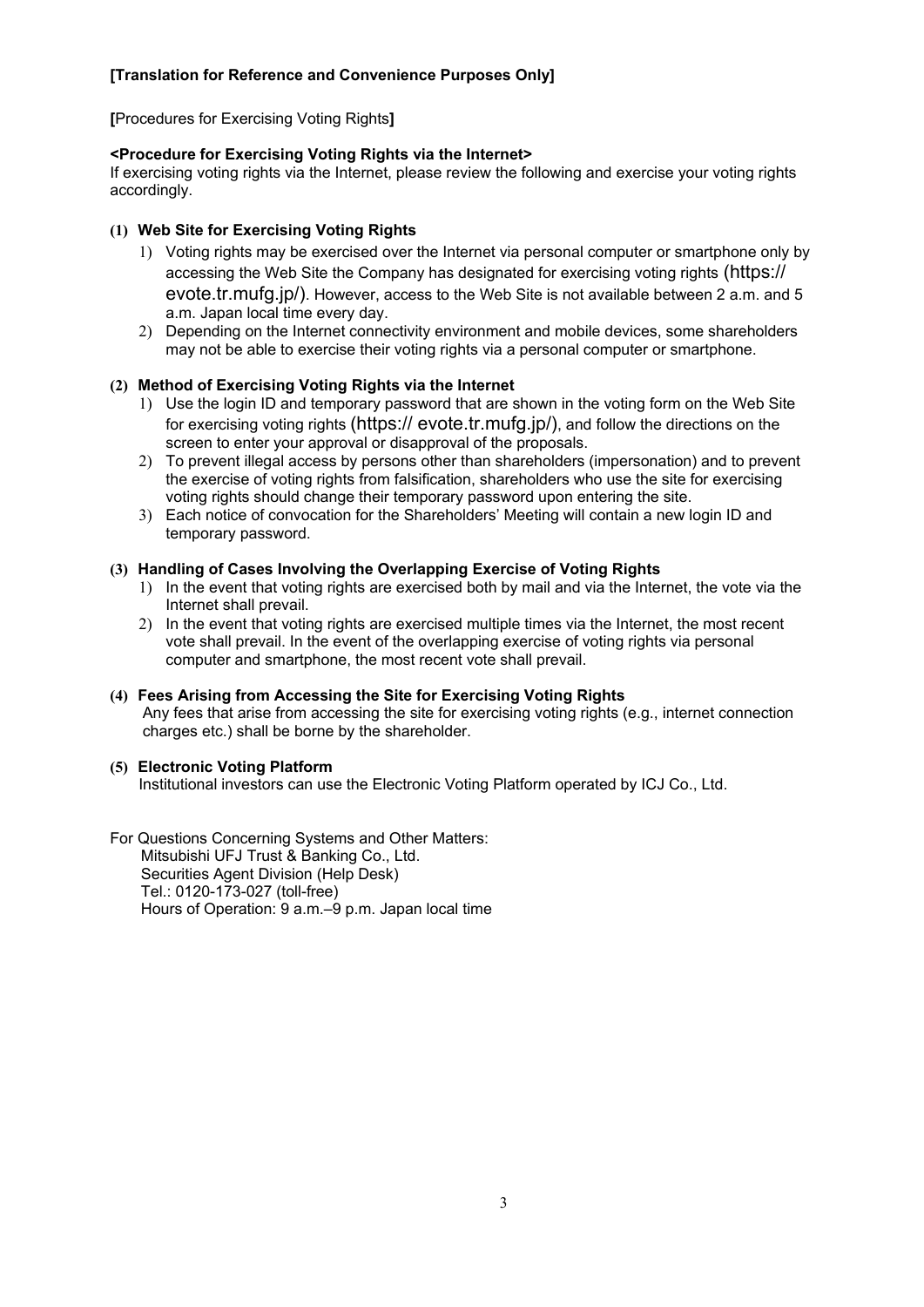**[Translation for Reference and Convenience Purposes Only]**

**[**Procedures for Exercising Voting Rights**]**

**<Procedure for Exercising Voting Rights via the Internet>**

If exercising voting rights via the Internet, please review the following and exercise your voting rights accordingly.

**(1) Web Site for Exercising Voting Rights**

1) Voting rights may be exercised over the Internet via personal computer or smartphone only by accessing the Web Site the Company has designated for exercising voting rights (https:// evote.tr.mufg.jp/). However, access to the Web Site is not available between 2 a.m. and 5 a.m. Japan local time every day.
2) Depending on the Internet connectivity environment and mobile devices, some shareholders may not be able to exercise their voting rights via a personal computer or smartphone.

**(2) Method of Exercising Voting Rights via the Internet**

1) Use the login ID and temporary password that are shown in the voting form on the Web Site for exercising voting rights (https:// evote.tr.mufg.jp/), and follow the directions on the screen to enter your approval or disapproval of the proposals.
2) To prevent illegal access by persons other than shareholders (impersonation) and to prevent the exercise of voting rights from falsification, shareholders who use the site for exercising voting rights should change their temporary password upon entering the site.
3) Each notice of convocation for the Shareholders' Meeting will contain a new login ID and temporary password.

**(3) Handling of Cases Involving the Overlapping Exercise of Voting Rights**

1) In the event that voting rights are exercised both by mail and via the Internet, the vote via the Internet shall prevail.
2) In the event that voting rights are exercised multiple times via the Internet, the most recent vote shall prevail. In the event of the overlapping exercise of voting rights via personal computer and smartphone, the most recent vote shall prevail.

**(4) Fees Arising from Accessing the Site for Exercising Voting Rights**

Any fees that arise from accessing the site for exercising voting rights (e.g., internet connection charges etc.) shall be borne by the shareholder.

**(5) Electronic Voting Platform**

Institutional investors can use the Electronic Voting Platform operated by ICJ Co., Ltd.

For Questions Concerning Systems and Other Matters:
Mitsubishi UFJ Trust & Banking Co., Ltd.
Securities Agent Division (Help Desk)
Tel.: 0120-173-027 (toll-free)
Hours of Operation: 9 a.m.–9 p.m. Japan local time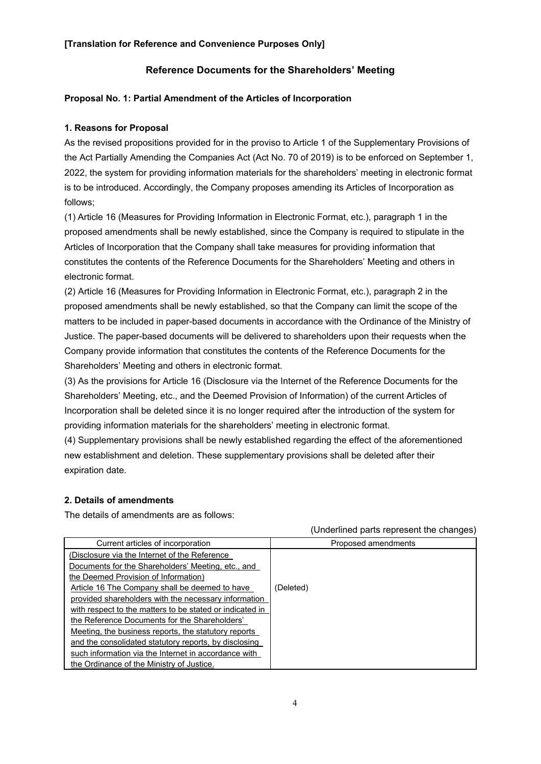**[Translation for Reference and Convenience Purposes Only]**

## Reference Documents for the Shareholders' Meeting

### Proposal No. 1: Partial Amendment of the Articles of Incorporation

**1. Reasons for Proposal**

As the revised propositions provided for in the proviso to Article 1 of the Supplementary Provisions of the Act Partially Amending the Companies Act (Act No. 70 of 2019) is to be enforced on September 1, 2022, the system for providing information materials for the shareholders' meeting in electronic format is to be introduced. Accordingly, the Company proposes amending its Articles of Incorporation as follows;

(1) Article 16 (Measures for Providing Information in Electronic Format, etc.), paragraph 1 in the proposed amendments shall be newly established, since the Company is required to stipulate in the Articles of Incorporation that the Company shall take measures for providing information that constitutes the contents of the Reference Documents for the Shareholders' Meeting and others in electronic format.

(2) Article 16 (Measures for Providing Information in Electronic Format, etc.), paragraph 2 in the proposed amendments shall be newly established, so that the Company can limit the scope of the matters to be included in paper-based documents in accordance with the Ordinance of the Ministry of Justice. The paper-based documents will be delivered to shareholders upon their requests when the Company provide information that constitutes the contents of the Reference Documents for the Shareholders' Meeting and others in electronic format.

(3) As the provisions for Article 16 (Disclosure via the Internet of the Reference Documents for the Shareholders' Meeting, etc., and the Deemed Provision of Information) of the current Articles of Incorporation shall be deleted since it is no longer required after the introduction of the system for providing information materials for the shareholders' meeting in electronic format.

(4) Supplementary provisions shall be newly established regarding the effect of the aforementioned new establishment and deletion. These supplementary provisions shall be deleted after their expiration date.

**2. Details of amendments**

The details of amendments are as follows:

(Underlined parts represent the changes)

| Current articles of incorporation | Proposed amendments |
|---|---|
| <u>(Disclosure via the Internet of the Reference Documents for the Shareholders' Meeting, etc., and the Deemed Provision of Information)</u><br><u>Article 16 The Company shall be deemed to have provided shareholders with the necessary information with respect to the matters to be stated or indicated in the Reference Documents for the Shareholders' Meeting, the business reports, the statutory reports and the consolidated statutory reports, by disclosing such information via the Internet in accordance with the Ordinance of the Ministry of Justice.</u> | (Deleted) |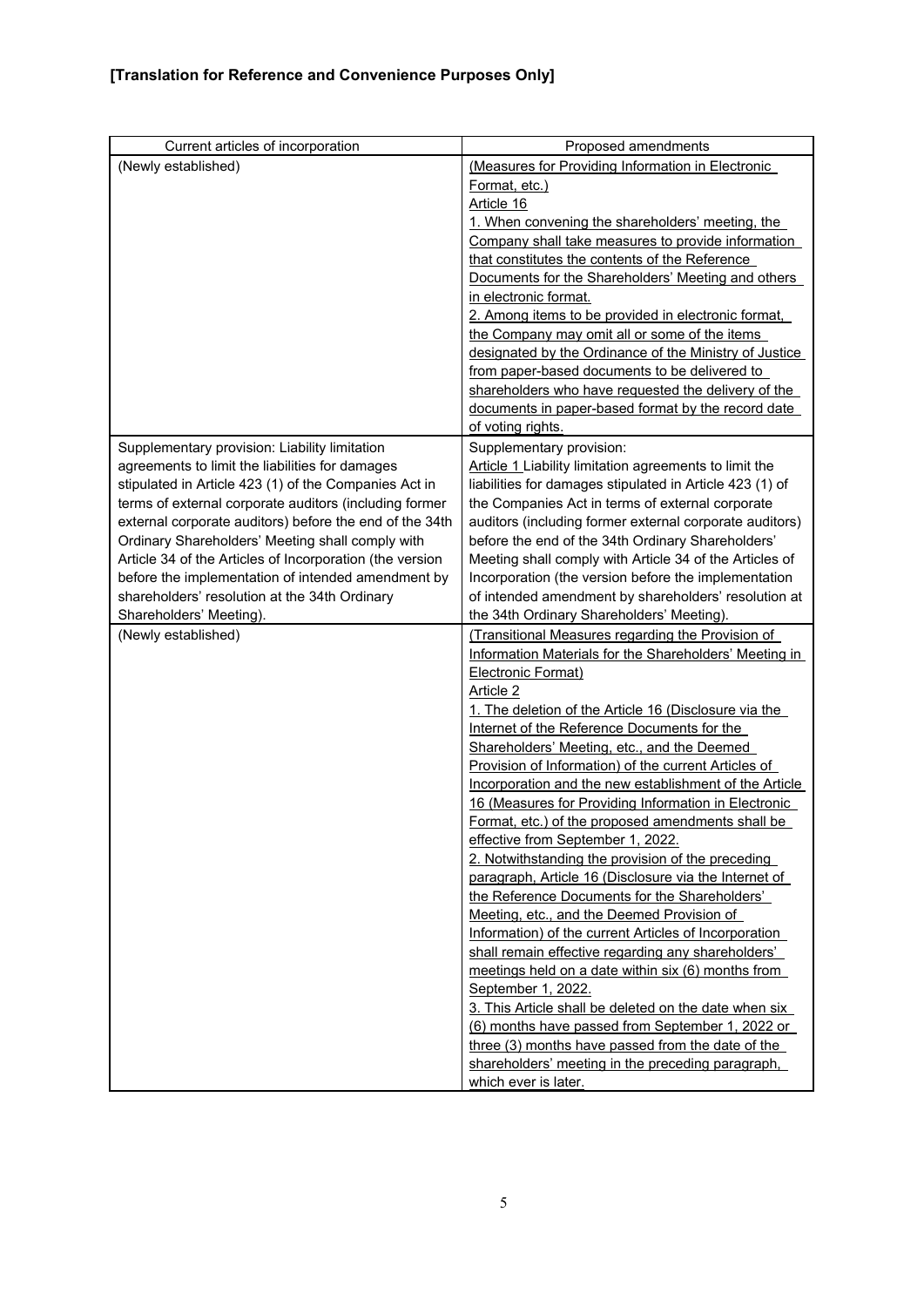**[Translation for Reference and Convenience Purposes Only]**

| Current articles of incorporation | Proposed amendments |
| --- | --- |
| (Newly established) | (Measures for Providing Information in Electronic Format, etc.)<br>Article 16<br>1. When convening the shareholders' meeting, the Company shall take measures to provide information that constitutes the contents of the Reference Documents for the Shareholders' Meeting and others in electronic format.<br>2. Among items to be provided in electronic format, the Company may omit all or some of the items designated by the Ordinance of the Ministry of Justice from paper-based documents to be delivered to shareholders who have requested the delivery of the documents in paper-based format by the record date of voting rights. |
| Supplementary provision: Liability limitation agreements to limit the liabilities for damages stipulated in Article 423 (1) of the Companies Act in terms of external corporate auditors (including former external corporate auditors) before the end of the 34th Ordinary Shareholders' Meeting shall comply with Article 34 of the Articles of Incorporation (the version before the implementation of intended amendment by shareholders' resolution at the 34th Ordinary Shareholders' Meeting). | Supplementary provision:<br>Article 1 Liability limitation agreements to limit the liabilities for damages stipulated in Article 423 (1) of the Companies Act in terms of external corporate auditors (including former external corporate auditors) before the end of the 34th Ordinary Shareholders' Meeting shall comply with Article 34 of the Articles of Incorporation (the version before the implementation of intended amendment by shareholders' resolution at the 34th Ordinary Shareholders' Meeting). |
| (Newly established) | (Transitional Measures regarding the Provision of Information Materials for the Shareholders' Meeting in Electronic Format)<br>Article 2<br>1. The deletion of the Article 16 (Disclosure via the Internet of the Reference Documents for the Shareholders' Meeting, etc., and the Deemed Provision of Information) of the current Articles of Incorporation and the new establishment of the Article 16 (Measures for Providing Information in Electronic Format, etc.) of the proposed amendments shall be effective from September 1, 2022.<br>2. Notwithstanding the provision of the preceding paragraph, Article 16 (Disclosure via the Internet of the Reference Documents for the Shareholders' Meeting, etc., and the Deemed Provision of Information) of the current Articles of Incorporation shall remain effective regarding any shareholders' meetings held on a date within six (6) months from September 1, 2022.<br>3. This Article shall be deleted on the date when six (6) months have passed from September 1, 2022 or three (3) months have passed from the date of the shareholders' meeting in the preceding paragraph, which ever is later. |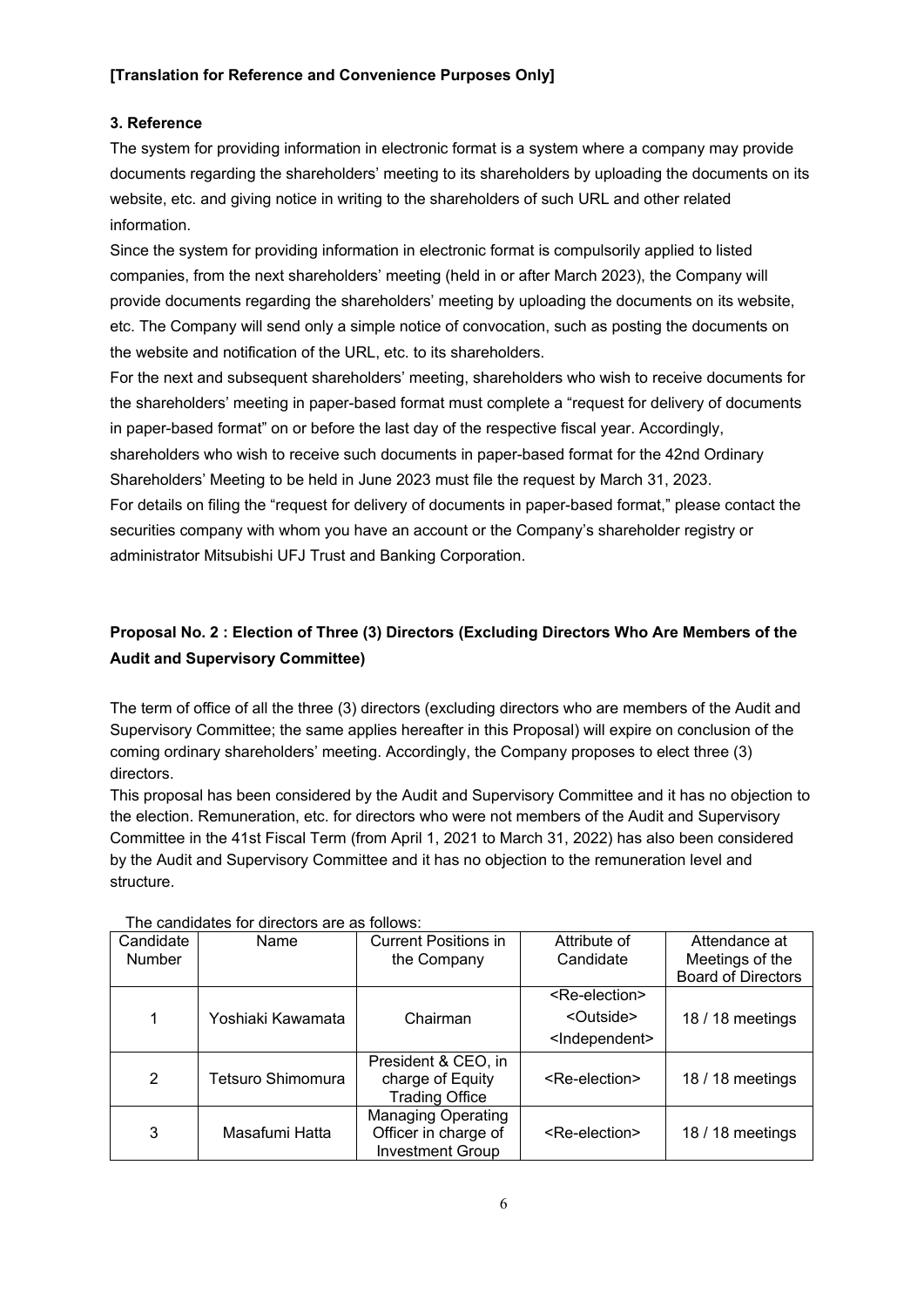**[Translation for Reference and Convenience Purposes Only]**

**3. Reference**

The system for providing information in electronic format is a system where a company may provide documents regarding the shareholders' meeting to its shareholders by uploading the documents on its website, etc. and giving notice in writing to the shareholders of such URL and other related information.

Since the system for providing information in electronic format is compulsorily applied to listed companies, from the next shareholders' meeting (held in or after March 2023), the Company will provide documents regarding the shareholders' meeting by uploading the documents on its website, etc. The Company will send only a simple notice of convocation, such as posting the documents on the website and notification of the URL, etc. to its shareholders.

For the next and subsequent shareholders' meeting, shareholders who wish to receive documents for the shareholders' meeting in paper-based format must complete a "request for delivery of documents in paper-based format" on or before the last day of the respective fiscal year. Accordingly, shareholders who wish to receive such documents in paper-based format for the 42nd Ordinary Shareholders' Meeting to be held in June 2023 must file the request by March 31, 2023.

For details on filing the "request for delivery of documents in paper-based format," please contact the securities company with whom you have an account or the Company's shareholder registry or administrator Mitsubishi UFJ Trust and Banking Corporation.

**Proposal No. 2 : Election of Three (3) Directors (Excluding Directors Who Are Members of the Audit and Supervisory Committee)**

The term of office of all the three (3) directors (excluding directors who are members of the Audit and Supervisory Committee; the same applies hereafter in this Proposal) will expire on conclusion of the coming ordinary shareholders' meeting. Accordingly, the Company proposes to elect three (3) directors.

This proposal has been considered by the Audit and Supervisory Committee and it has no objection to the election. Remuneration, etc. for directors who were not members of the Audit and Supervisory Committee in the 41st Fiscal Term (from April 1, 2021 to March 31, 2022) has also been considered by the Audit and Supervisory Committee and it has no objection to the remuneration level and structure.

The candidates for directors are as follows:

| Candidate Number | Name | Current Positions in the Company | Attribute of Candidate | Attendance at Meetings of the Board of Directors |
|---|---|---|---|---|
| 1 | Yoshiaki Kawamata | Chairman | <Re-election> <Outside> <Independent> | 18 / 18 meetings |
| 2 | Tetsuro Shimomura | President & CEO, in charge of Equity Trading Office | <Re-election> | 18 / 18 meetings |
| 3 | Masafumi Hatta | Managing Operating Officer in charge of Investment Group | <Re-election> | 18 / 18 meetings |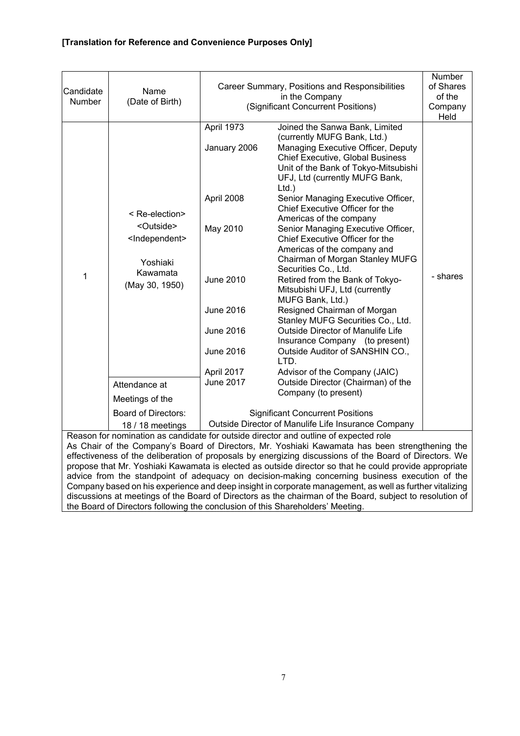**[Translation for Reference and Convenience Purposes Only]**

| Candidate Number | Name (Date of Birth) | Career Summary, Positions and Responsibilities in the Company (Significant Concurrent Positions) | | Number of Shares of the Company Held |
|---|---|---|---|---|
| 1 | < Re-election> <Outside> <Independent> Yoshiaki Kawamata (May 30, 1950) | April 1973 | Joined the Sanwa Bank, Limited (currently MUFG Bank, Ltd.) | - shares |
| | | January 2006 | Managing Executive Officer, Deputy Chief Executive, Global Business Unit of the Bank of Tokyo-Mitsubishi UFJ, Ltd (currently MUFG Bank, Ltd.) | |
| | | April 2008 | Senior Managing Executive Officer, Chief Executive Officer for the Americas of the company | |
| | | May 2010 | Senior Managing Executive Officer, Chief Executive Officer for the Americas of the company and Chairman of Morgan Stanley MUFG Securities Co., Ltd. | |
| | | June 2010 | Retired from the Bank of Tokyo-Mitsubishi UFJ, Ltd (currently MUFG Bank, Ltd.) | |
| | | June 2016 | Resigned Chairman of Morgan Stanley MUFG Securities Co., Ltd. | |
| | | June 2016 | Outside Director of Manulife Life Insurance Company (to present) | |
| | | June 2016 | Outside Auditor of SANSHIN CO., LTD. | |
| | | April 2017 | Advisor of the Company (JAIC) | |
| | Attendance at Meetings of the Board of Directors: 18 / 18 meetings | June 2017 | Outside Director (Chairman) of the Company (to present) | |
| | | Significant Concurrent Positions<br>Outside Director of Manulife Life Insurance Company | | |

Reason for nomination as candidate for outside director and outline of expected role

As Chair of the Company's Board of Directors, Mr. Yoshiaki Kawamata has been strengthening the effectiveness of the deliberation of proposals by energizing discussions of the Board of Directors. We propose that Mr. Yoshiaki Kawamata is elected as outside director so that he could provide appropriate advice from the standpoint of adequacy on decision-making concerning business execution of the Company based on his experience and deep insight in corporate management, as well as further vitalizing discussions at meetings of the Board of Directors as the chairman of the Board, subject to resolution of the Board of Directors following the conclusion of this Shareholders' Meeting.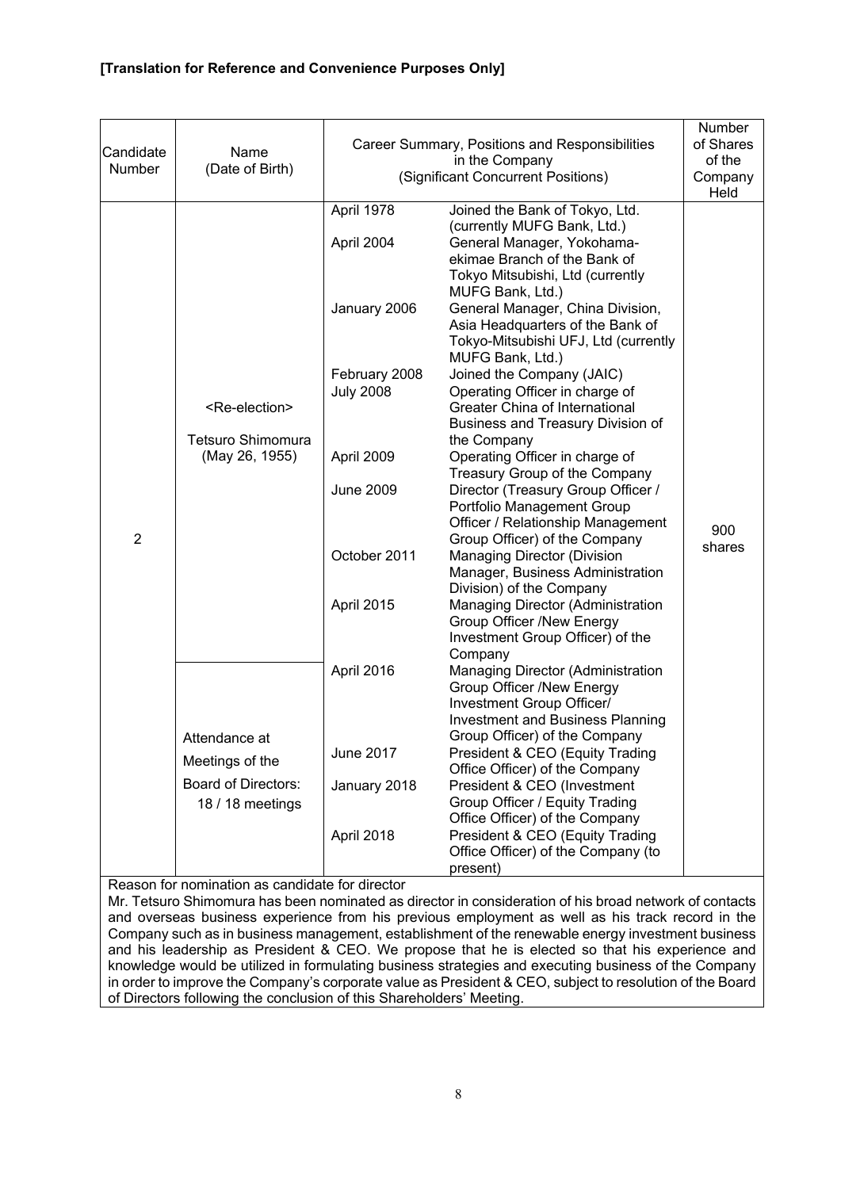**[Translation for Reference and Convenience Purposes Only]**

| Candidate Number | Name (Date of Birth) | Career Summary, Positions and Responsibilities in the Company (Significant Concurrent Positions) | | Number of Shares of the Company Held |
|---|---|---|---|---|
| 2 | <Re-election><br><br>Tetsuro Shimomura<br>(May 26, 1955)<br><br>Attendance at Meetings of the Board of Directors:<br>18 / 18 meetings | April 1978 | Joined the Bank of Tokyo, Ltd. (currently MUFG Bank, Ltd.) | 900 shares |
| | | April 2004 | General Manager, Yokohama-ekimae Branch of the Bank of Tokyo Mitsubishi, Ltd (currently MUFG Bank, Ltd.) | |
| | | January 2006 | General Manager, China Division, Asia Headquarters of the Bank of Tokyo-Mitsubishi UFJ, Ltd (currently MUFG Bank, Ltd.) | |
| | | February 2008 | Joined the Company (JAIC) | |
| | | July 2008 | Operating Officer in charge of Greater China of International Business and Treasury Division of the Company | |
| | | April 2009 | Operating Officer in charge of Treasury Group of the Company | |
| | | June 2009 | Director (Treasury Group Officer / Portfolio Management Group Officer / Relationship Management Group Officer) of the Company | |
| | | October 2011 | Managing Director (Division Manager, Business Administration Division) of the Company | |
| | | April 2015 | Managing Director (Administration Group Officer /New Energy Investment Group Officer) of the Company | |
| | | April 2016 | Managing Director (Administration Group Officer /New Energy Investment Group Officer/ Investment and Business Planning Group Officer) of the Company | |
| | | June 2017 | President & CEO (Equity Trading Office Officer) of the Company | |
| | | January 2018 | President & CEO (Investment Group Officer / Equity Trading Office Officer) of the Company | |
| | | April 2018 | President & CEO (Equity Trading Office Officer) of the Company (to present) | |

Reason for nomination as candidate for director

Mr. Tetsuro Shimomura has been nominated as director in consideration of his broad network of contacts and overseas business experience from his previous employment as well as his track record in the Company such as in business management, establishment of the renewable energy investment business and his leadership as President & CEO. We propose that he is elected so that his experience and knowledge would be utilized in formulating business strategies and executing business of the Company in order to improve the Company's corporate value as President & CEO, subject to resolution of the Board of Directors following the conclusion of this Shareholders' Meeting.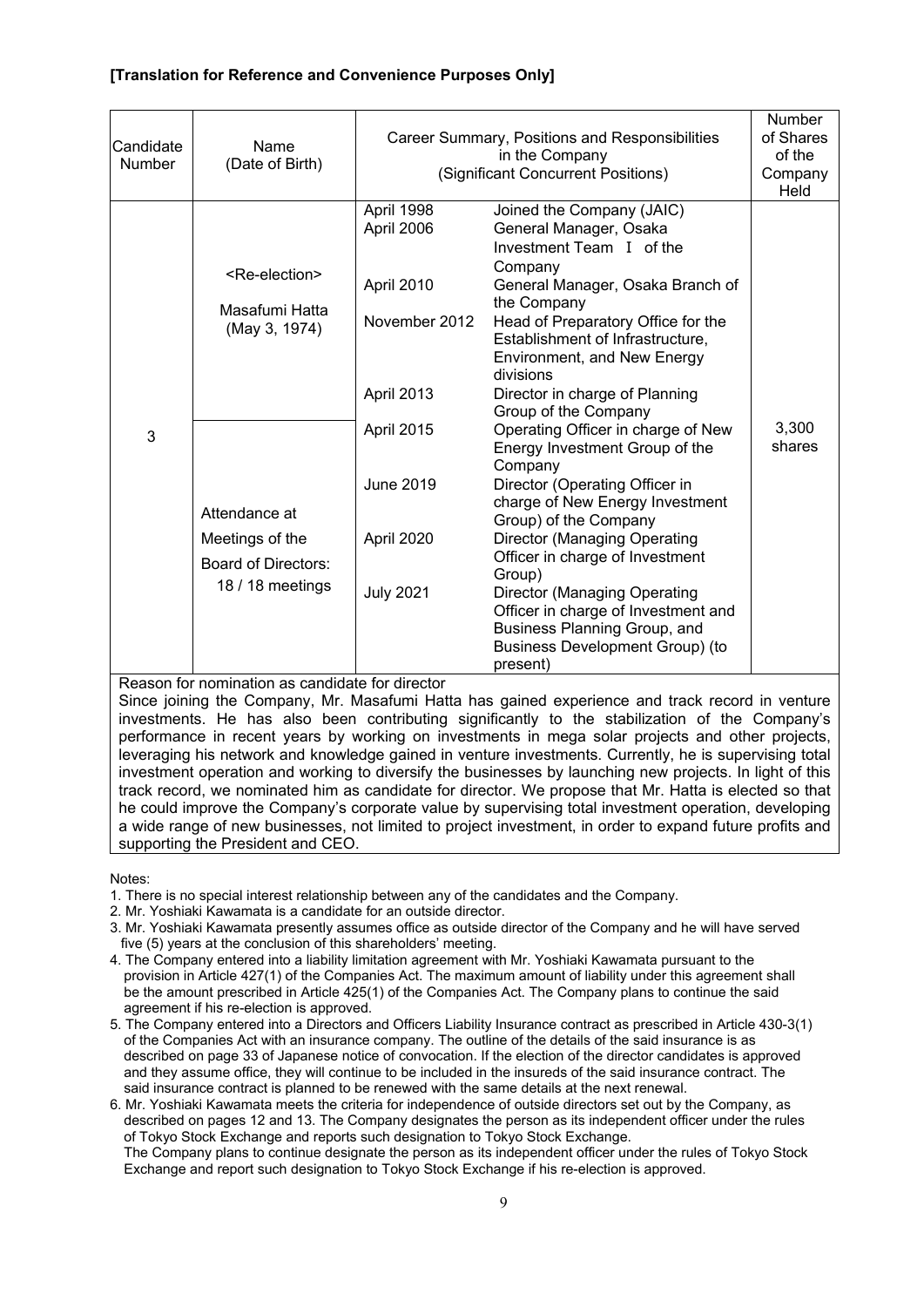**[Translation for Reference and Convenience Purposes Only]**

| Candidate Number | Name (Date of Birth) | Career Summary, Positions and Responsibilities in the Company (Significant Concurrent Positions) | | Number of Shares of the Company Held |
|---|---|---|---|---|
| 3 | <Re-election><br><br>Masafumi Hatta<br>(May 3, 1974)<br><br>Attendance at Meetings of the Board of Directors:<br>18 / 18 meetings | April 1998 | Joined the Company (JAIC) | 3,300 shares |
| | | April 2006 | General Manager, Osaka Investment Team I of the Company | |
| | | April 2010 | General Manager, Osaka Branch of the Company | |
| | | November 2012 | Head of Preparatory Office for the Establishment of Infrastructure, Environment, and New Energy divisions | |
| | | April 2013 | Director in charge of Planning Group of the Company | |
| | | April 2015 | Operating Officer in charge of New Energy Investment Group of the Company | |
| | | June 2019 | Director (Operating Officer in charge of New Energy Investment Group) of the Company | |
| | | April 2020 | Director (Managing Operating Officer in charge of Investment Group) | |
| | | July 2021 | Director (Managing Operating Officer in charge of Investment and Business Planning Group, and Business Development Group) (to present) | |

Reason for nomination as candidate for director

Since joining the Company, Mr. Masafumi Hatta has gained experience and track record in venture investments. He has also been contributing significantly to the stabilization of the Company's performance in recent years by working on investments in mega solar projects and other projects, leveraging his network and knowledge gained in venture investments. Currently, he is supervising total investment operation and working to diversify the businesses by launching new projects. In light of this track record, we nominated him as candidate for director. We propose that Mr. Hatta is elected so that he could improve the Company's corporate value by supervising total investment operation, developing a wide range of new businesses, not limited to project investment, in order to expand future profits and supporting the President and CEO.

Notes:

1. There is no special interest relationship between any of the candidates and the Company.
2. Mr. Yoshiaki Kawamata is a candidate for an outside director.
3. Mr. Yoshiaki Kawamata presently assumes office as outside director of the Company and he will have served five (5) years at the conclusion of this shareholders' meeting.
4. The Company entered into a liability limitation agreement with Mr. Yoshiaki Kawamata pursuant to the provision in Article 427(1) of the Companies Act. The maximum amount of liability under this agreement shall be the amount prescribed in Article 425(1) of the Companies Act. The Company plans to continue the said agreement if his re-election is approved.
5. The Company entered into a Directors and Officers Liability Insurance contract as prescribed in Article 430-3(1) of the Companies Act with an insurance company. The outline of the details of the said insurance is as described on page 33 of Japanese notice of convocation. If the election of the director candidates is approved and they assume office, they will continue to be included in the insureds of the said insurance contract. The said insurance contract is planned to be renewed with the same details at the next renewal.
6. Mr. Yoshiaki Kawamata meets the criteria for independence of outside directors set out by the Company, as described on pages 12 and 13. The Company designates the person as its independent officer under the rules of Tokyo Stock Exchange and reports such designation to Tokyo Stock Exchange.
   The Company plans to continue designate the person as its independent officer under the rules of Tokyo Stock Exchange and report such designation to Tokyo Stock Exchange if his re-election is approved.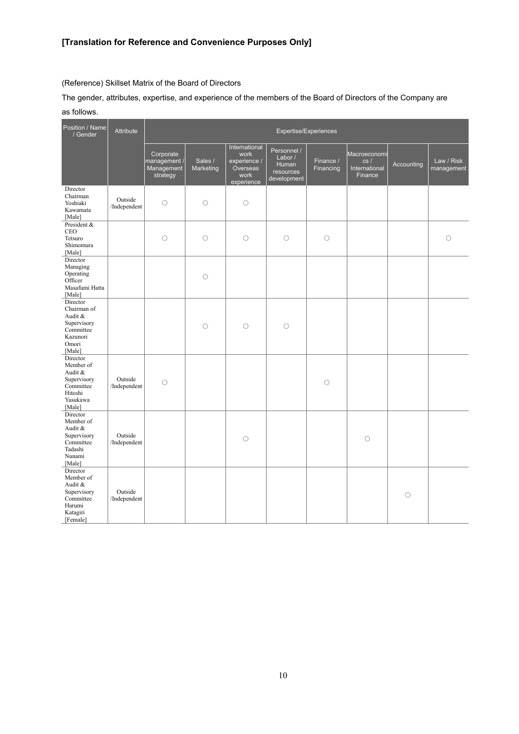**[Translation for Reference and Convenience Purposes Only]**

(Reference) Skillset Matrix of the Board of Directors

The gender, attributes, expertise, and experience of the members of the Board of Directors of the Company are as follows.

| Position / Name / Gender | Attribute | Expertise/Experiences | | | | | | | |
|---|---|---|---|---|---|---|---|---|---|
| | | Corporate management / Management strategy | Sales / Marketing | International work experience / Overseas work experience | Personnel / Labor / Human resources development | Finance / Financing | Macroeconomics / International Finance | Accounting | Law / Risk management |
| Director Chairman Yoshiaki Kawamata [Male] | Outside /Independent | ○ | ○ | ○ | | | | | |
| President & CEO Tetsuro Shimomura [Male] | | ○ | ○ | ○ | ○ | ○ | | | ○ |
| Director Managing Operating Officer Masafumi Hatta [Male] | | | ○ | | | | | | |
| Director Chairman of Audit & Supervisory Committee Kazunori Omori [Male] | | | ○ | ○ | ○ | | | | |
| Director Member of Audit & Supervisory Committee Hitoshi Yasukawa [Male] | Outside /Independent | ○ | | | | ○ | | | |
| Director Member of Audit & Supervisory Committee Tadashi Nunami [Male] | Outside /Independent | | | ○ | | | ○ | | |
| Director Member of Audit & Supervisory Committee Harumi Katagiri [Female] | Outside /Independent | | | | | | | ○ | |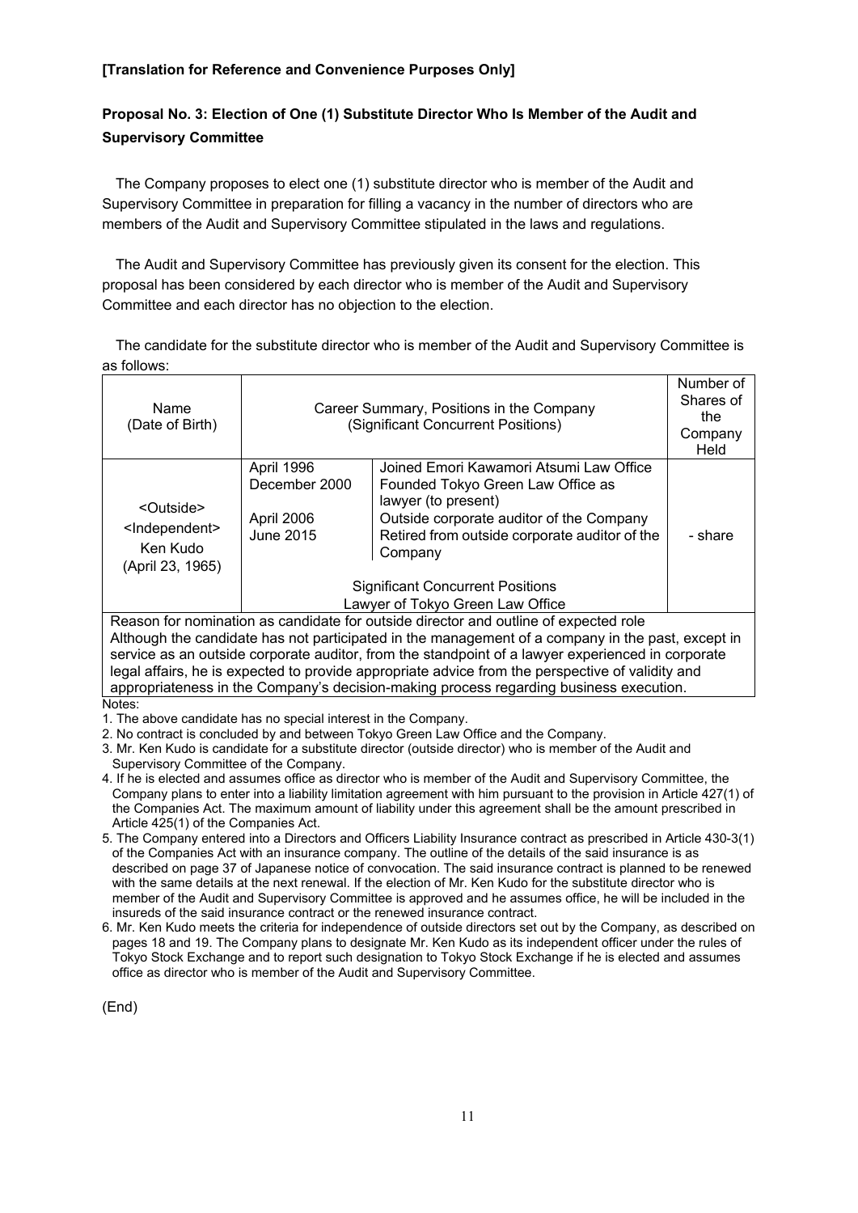**[Translation for Reference and Convenience Purposes Only]**

## Proposal No. 3: Election of One (1) Substitute Director Who Is Member of the Audit and Supervisory Committee

The Company proposes to elect one (1) substitute director who is member of the Audit and Supervisory Committee in preparation for filling a vacancy in the number of directors who are members of the Audit and Supervisory Committee stipulated in the laws and regulations.

The Audit and Supervisory Committee has previously given its consent for the election. This proposal has been considered by each director who is member of the Audit and Supervisory Committee and each director has no objection to the election.

The candidate for the substitute director who is member of the Audit and Supervisory Committee is as follows:

| Name (Date of Birth) | Career Summary, Positions in the Company (Significant Concurrent Positions) | | Number of Shares of the Company Held |
|---|---|---|---|
| <Outside> <Independent> Ken Kudo (April 23, 1965) | April 1996 | Joined Emori Kawamori Atsumi Law Office | - share |
| | December 2000 | Founded Tokyo Green Law Office as lawyer (to present) | |
| | April 2006 | Outside corporate auditor of the Company | |
| | June 2015 | Retired from outside corporate auditor of the Company | |
| | Significant Concurrent Positions<br>Lawyer of Tokyo Green Law Office | | |
| Reason for nomination as candidate for outside director and outline of expected role<br>Although the candidate has not participated in the management of a company in the past, except in service as an outside corporate auditor, from the standpoint of a lawyer experienced in corporate legal affairs, he is expected to provide appropriate advice from the perspective of validity and appropriateness in the Company's decision-making process regarding business execution. | | | |

Notes:

1. The above candidate has no special interest in the Company.
2. No contract is concluded by and between Tokyo Green Law Office and the Company.
3. Mr. Ken Kudo is candidate for a substitute director (outside director) who is member of the Audit and Supervisory Committee of the Company.
4. If he is elected and assumes office as director who is member of the Audit and Supervisory Committee, the Company plans to enter into a liability limitation agreement with him pursuant to the provision in Article 427(1) of the Companies Act. The maximum amount of liability under this agreement shall be the amount prescribed in Article 425(1) of the Companies Act.
5. The Company entered into a Directors and Officers Liability Insurance contract as prescribed in Article 430-3(1) of the Companies Act with an insurance company. The outline of the details of the said insurance is as described on page 37 of Japanese notice of convocation. The said insurance contract is planned to be renewed with the same details at the next renewal. If the election of Mr. Ken Kudo for the substitute director who is member of the Audit and Supervisory Committee is approved and he assumes office, he will be included in the insureds of the said insurance contract or the renewed insurance contract.
6. Mr. Ken Kudo meets the criteria for independence of outside directors set out by the Company, as described on pages 18 and 19. The Company plans to designate Mr. Ken Kudo as its independent officer under the rules of Tokyo Stock Exchange and to report such designation to Tokyo Stock Exchange if he is elected and assumes office as director who is member of the Audit and Supervisory Committee.

(End)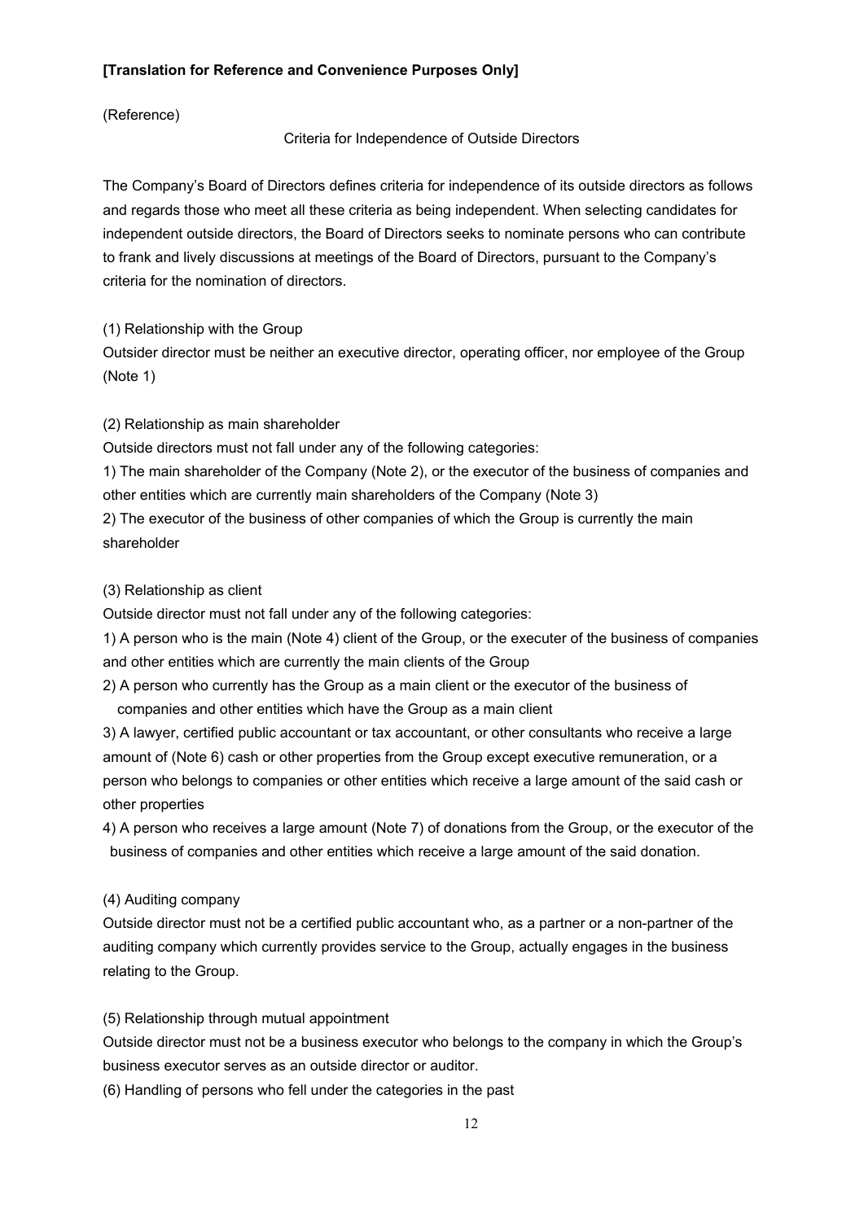**[Translation for Reference and Convenience Purposes Only]**

(Reference)

Criteria for Independence of Outside Directors

The Company's Board of Directors defines criteria for independence of its outside directors as follows and regards those who meet all these criteria as being independent. When selecting candidates for independent outside directors, the Board of Directors seeks to nominate persons who can contribute to frank and lively discussions at meetings of the Board of Directors, pursuant to the Company's criteria for the nomination of directors.

(1) Relationship with the Group

Outsider director must be neither an executive director, operating officer, nor employee of the Group (Note 1)

(2) Relationship as main shareholder

Outside directors must not fall under any of the following categories:

1) The main shareholder of the Company (Note 2), or the executor of the business of companies and other entities which are currently main shareholders of the Company (Note 3)

2) The executor of the business of other companies of which the Group is currently the main shareholder

(3) Relationship as client

Outside director must not fall under any of the following categories:

1) A person who is the main (Note 4) client of the Group, or the executer of the business of companies and other entities which are currently the main clients of the Group

2) A person who currently has the Group as a main client or the executor of the business of companies and other entities which have the Group as a main client

3) A lawyer, certified public accountant or tax accountant, or other consultants who receive a large amount of (Note 6) cash or other properties from the Group except executive remuneration, or a person who belongs to companies or other entities which receive a large amount of the said cash or other properties

4) A person who receives a large amount (Note 7) of donations from the Group, or the executor of the business of companies and other entities which receive a large amount of the said donation.

(4) Auditing company

Outside director must not be a certified public accountant who, as a partner or a non-partner of the auditing company which currently provides service to the Group, actually engages in the business relating to the Group.

(5) Relationship through mutual appointment

Outside director must not be a business executor who belongs to the company in which the Group's business executor serves as an outside director or auditor.

(6) Handling of persons who fell under the categories in the past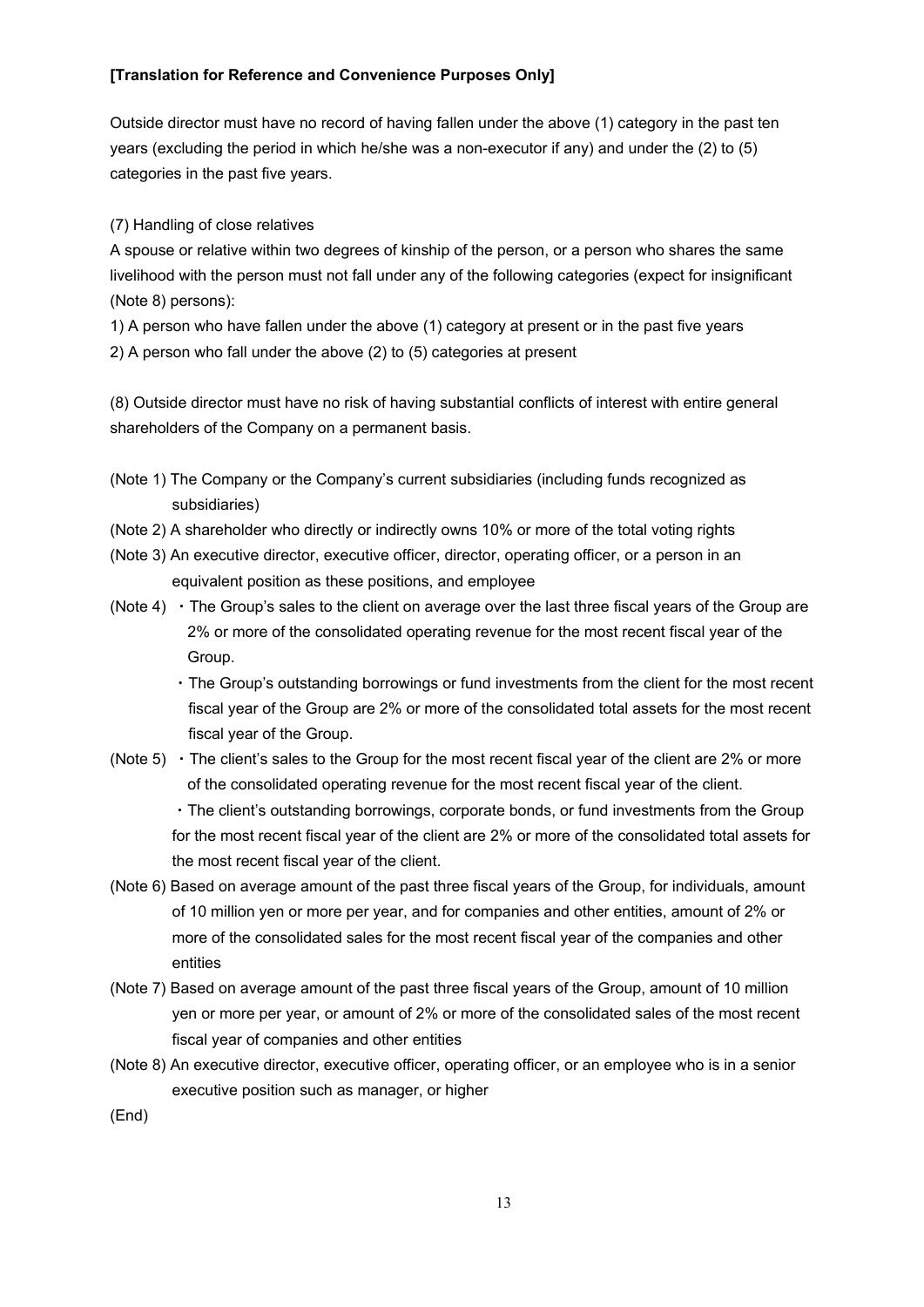**[Translation for Reference and Convenience Purposes Only]**

Outside director must have no record of having fallen under the above (1) category in the past ten years (excluding the period in which he/she was a non-executor if any) and under the (2) to (5) categories in the past five years.

(7) Handling of close relatives

A spouse or relative within two degrees of kinship of the person, or a person who shares the same livelihood with the person must not fall under any of the following categories (expect for insignificant (Note 8) persons):

1) A person who have fallen under the above (1) category at present or in the past five years

2) A person who fall under the above (2) to (5) categories at present

(8) Outside director must have no risk of having substantial conflicts of interest with entire general shareholders of the Company on a permanent basis.

(Note 1) The Company or the Company's current subsidiaries (including funds recognized as subsidiaries)

(Note 2) A shareholder who directly or indirectly owns 10% or more of the total voting rights

(Note 3) An executive director, executive officer, director, operating officer, or a person in an equivalent position as these positions, and employee

(Note 4)
- The Group's sales to the client on average over the last three fiscal years of the Group are 2% or more of the consolidated operating revenue for the most recent fiscal year of the Group.
- The Group's outstanding borrowings or fund investments from the client for the most recent fiscal year of the Group are 2% or more of the consolidated total assets for the most recent fiscal year of the Group.

(Note 5)
- The client's sales to the Group for the most recent fiscal year of the client are 2% or more of the consolidated operating revenue for the most recent fiscal year of the client.
- The client's outstanding borrowings, corporate bonds, or fund investments from the Group for the most recent fiscal year of the client are 2% or more of the consolidated total assets for the most recent fiscal year of the client.

(Note 6) Based on average amount of the past three fiscal years of the Group, for individuals, amount of 10 million yen or more per year, and for companies and other entities, amount of 2% or more of the consolidated sales for the most recent fiscal year of the companies and other entities

(Note 7) Based on average amount of the past three fiscal years of the Group, amount of 10 million yen or more per year, or amount of 2% or more of the consolidated sales of the most recent fiscal year of companies and other entities

(Note 8) An executive director, executive officer, operating officer, or an employee who is in a senior executive position such as manager, or higher

(End)